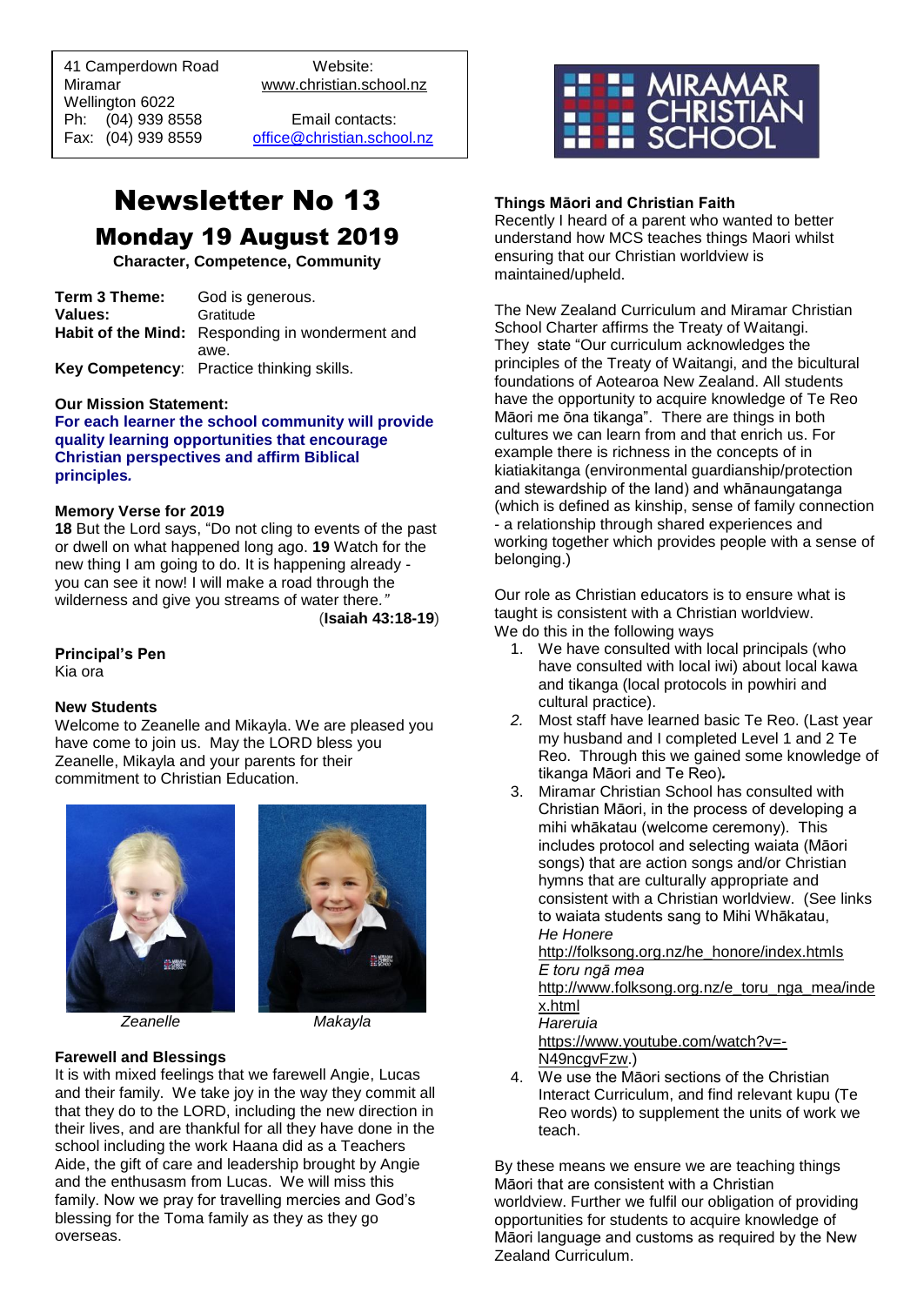41 Camperdown Road
Miramar
Wellington 6022
Ph: (04) 939 8558
Fax: (04) 939 8559

Website:
www.christian.school.nz

Email contacts:
office@christian.school.nz

MIRAMAR CHRISTIAN SCHOOL

# Newsletter No 13

## Monday 19 August 2019

**Character, Competence, Community**

**Term 3 Theme:** God is generous.
**Values:** Gratitude
**Habit of the Mind:** Responding in wonderment and awe.
**Key Competency**: Practice thinking skills.

**Our Mission Statement:**
**For each learner the school community will provide quality learning opportunities that encourage Christian perspectives and affirm Biblical principles.**

**Memory Verse for 2019**
**18** But the Lord says, "Do not cling to events of the past or dwell on what happened long ago. **19** Watch for the new thing I am going to do. It is happening already - you can see it now! I will make a road through the wilderness and give you streams of water there.*"*
(**Isaiah 43:18-19**)

**Principal's Pen**
Kia ora

**New Students**
Welcome to Zeanelle and Mikayla. We are pleased you have come to join us. May the LORD bless you Zeanelle, Mikayla and your parents for their commitment to Christian Education.

*Zeanelle* *Makayla*

**Farewell and Blessings**
It is with mixed feelings that we farewell Angie, Lucas and their family. We take joy in the way they commit all that they do to the LORD, including the new direction in their lives, and are thankful for all they have done in the school including the work Haana did as a Teachers Aide, the gift of care and leadership brought by Angie and the enthusasm from Lucas. We will miss this family. Now we pray for travelling mercies and God's blessing for the Toma family as they go overseas.

**Things Māori and Christian Faith**
Recently I heard of a parent who wanted to better understand how MCS teaches things Maori whilst ensuring that our Christian worldview is maintained/upheld.

The New Zealand Curriculum and Miramar Christian School Charter affirms the Treaty of Waitangi. They state "Our curriculum acknowledges the principles of the Treaty of Waitangi, and the bicultural foundations of Aotearoa New Zealand. All students have the opportunity to acquire knowledge of Te Reo Māori me ōna tikanga". There are things in both cultures we can learn from and that enrich us. For example there is richness in the concepts of in kiatiakitanga (environmental guardianship/protection and stewardship of the land) and whānaungatanga (which is defined as kinship, sense of family connection - a relationship through shared experiences and working together which provides people with a sense of belonging.)

Our role as Christian educators is to ensure what is taught is consistent with a Christian worldview.
We do this in the following ways

1. We have consulted with local principals (who have consulted with local iwi) about local kawa and tikanga (local protocols in powhiri and cultural practice).
2. Most staff have learned basic Te Reo. (Last year my husband and I completed Level 1 and 2 Te Reo. Through this we gained some knowledge of tikanga Māori and Te Reo)*.*
3. Miramar Christian School has consulted with Christian Māori, in the process of developing a mihi whākatau (welcome ceremony). This includes protocol and selecting waiata (Māori songs) that are action songs and/or Christian hymns that are culturally appropriate and consistent with a Christian worldview. (See links to waiata students sang to Mihi Whākatau,
   *He Honere*
   http://folksong.org.nz/he_honore/index.htmls
   *E toru ngā mea*
   http://www.folksong.org.nz/e_toru_nga_mea/index.html
   *Hareruia*
   https://www.youtube.com/watch?v=-N49ncgvFzw.)
4. We use the Māori sections of the Christian Interact Curriculum, and find relevant kupu (Te Reo words) to supplement the units of work we teach.

By these means we ensure we are teaching things Māori that are consistent with a Christian worldview. Further we fulfil our obligation of providing opportunities for students to acquire knowledge of Māori language and customs as required by the New Zealand Curriculum.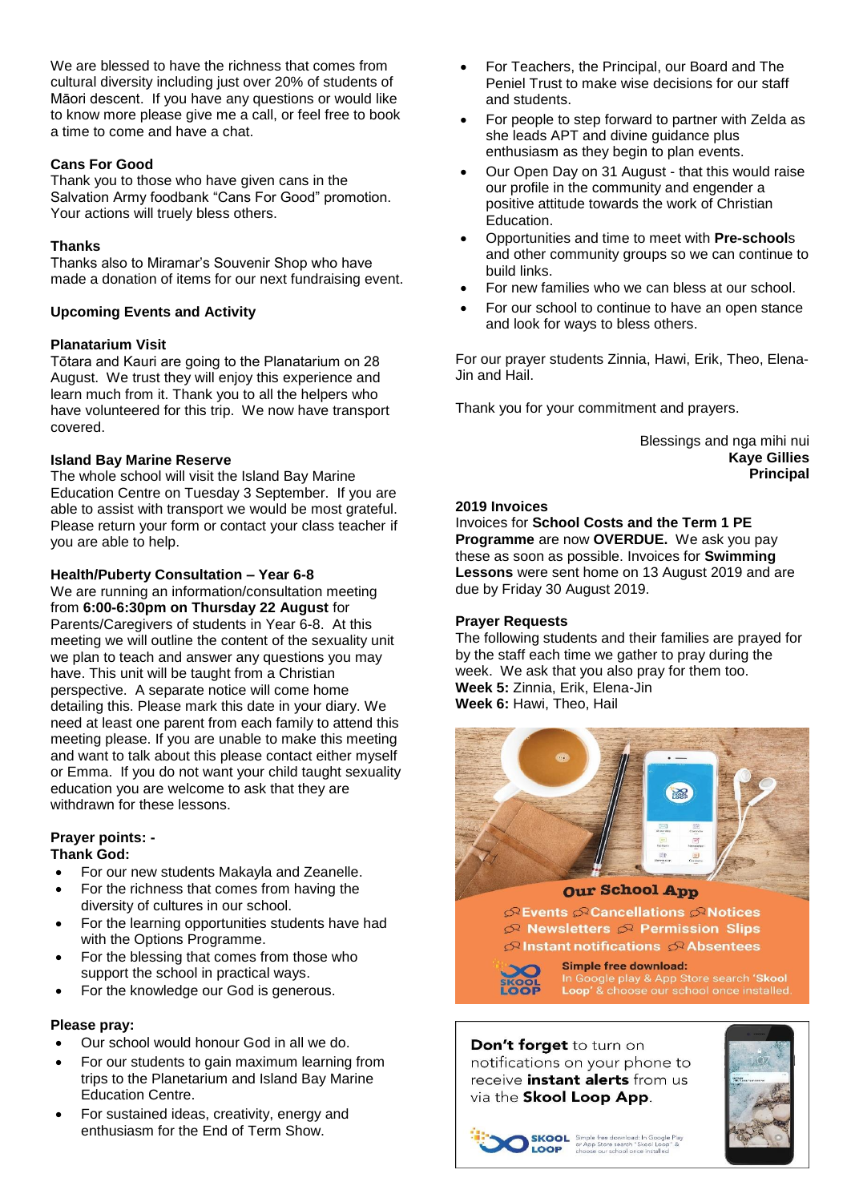We are blessed to have the richness that comes from cultural diversity including just over 20% of students of Māori descent. If you have any questions or would like to know more please give me a call, or feel free to book a time to come and have a chat.

**Cans For Good**
Thank you to those who have given cans in the Salvation Army foodbank "Cans For Good" promotion. Your actions will truely bless others.

**Thanks**
Thanks also to Miramar's Souvenir Shop who have made a donation of items for our next fundraising event.

**Upcoming Events and Activity**

**Planatarium Visit**
Tōtara and Kauri are going to the Planatarium on 28 August. We trust they will enjoy this experience and learn much from it. Thank you to all the helpers who have volunteered for this trip. We now have transport covered.

**Island Bay Marine Reserve**
The whole school will visit the Island Bay Marine Education Centre on Tuesday 3 September. If you are able to assist with transport we would be most grateful. Please return your form or contact your class teacher if you are able to help.

**Health/Puberty Consultation – Year 6-8**
We are running an information/consultation meeting from **6:00-6:30pm on Thursday 22 August** for Parents/Caregivers of students in Year 6-8. At this meeting we will outline the content of the sexuality unit we plan to teach and answer any questions you may have. This unit will be taught from a Christian perspective. A separate notice will come home detailing this. Please mark this date in your diary. We need at least one parent from each family to attend this meeting please. If you are unable to make this meeting and want to talk about this please contact either myself or Emma. If you do not want your child taught sexuality education you are welcome to ask that they are withdrawn for these lessons.

**Prayer points: -**
**Thank God:**

- For our new students Makayla and Zeanelle.
- For the richness that comes from having the diversity of cultures in our school.
- For the learning opportunities students have had with the Options Programme.
- For the blessing that comes from those who support the school in practical ways.
- For the knowledge our God is generous.

**Please pray:**

- Our school would honour God in all we do.
- For our students to gain maximum learning from trips to the Planetarium and Island Bay Marine Education Centre.
- For sustained ideas, creativity, energy and enthusiasm for the End of Term Show.
- For Teachers, the Principal, our Board and The Peniel Trust to make wise decisions for our staff and students.
- For people to step forward to partner with Zelda as she leads APT and divine guidance plus enthusiasm as they begin to plan events.
- Our Open Day on 31 August - that this would raise our profile in the community and engender a positive attitude towards the work of Christian Education.
- Opportunities and time to meet with **Pre-school**s and other community groups so we can continue to build links.
- For new families who we can bless at our school.
- For our school to continue to have an open stance and look for ways to bless others.

For our prayer students Zinnia, Hawi, Erik, Theo, Elena-Jin and Hail.

Thank you for your commitment and prayers.

Blessings and nga mihi nui
**Kaye Gillies**
**Principal**

**2019 Invoices**
Invoices for **School Costs and the Term 1 PE Programme** are now **OVERDUE.** We ask you pay these as soon as possible. Invoices for **Swimming Lessons** were sent home on 13 August 2019 and are due by Friday 30 August 2019.

**Prayer Requests**
The following students and their families are prayed for by the staff each time we gather to pray during the week. We ask that you also pray for them too.
**Week 5:** Zinnia, Erik, Elena-Jin
**Week 6:** Hawi, Theo, Hail

**Our School App**
Events Cancellations Notices
Newsletters Permission Slips
Instant notifications Absentees

SKOOL LOOP
**Simple free download:**
In Google play & App Store search **'Skool Loop'** & choose our school once installed.

**Don't forget** to turn on notifications on your phone to receive **instant alerts** from us via the **Skool Loop App**.

SKOOL LOOP Simple free download: In Google Play or App Store search 'Skool Loop' & choose our school once installed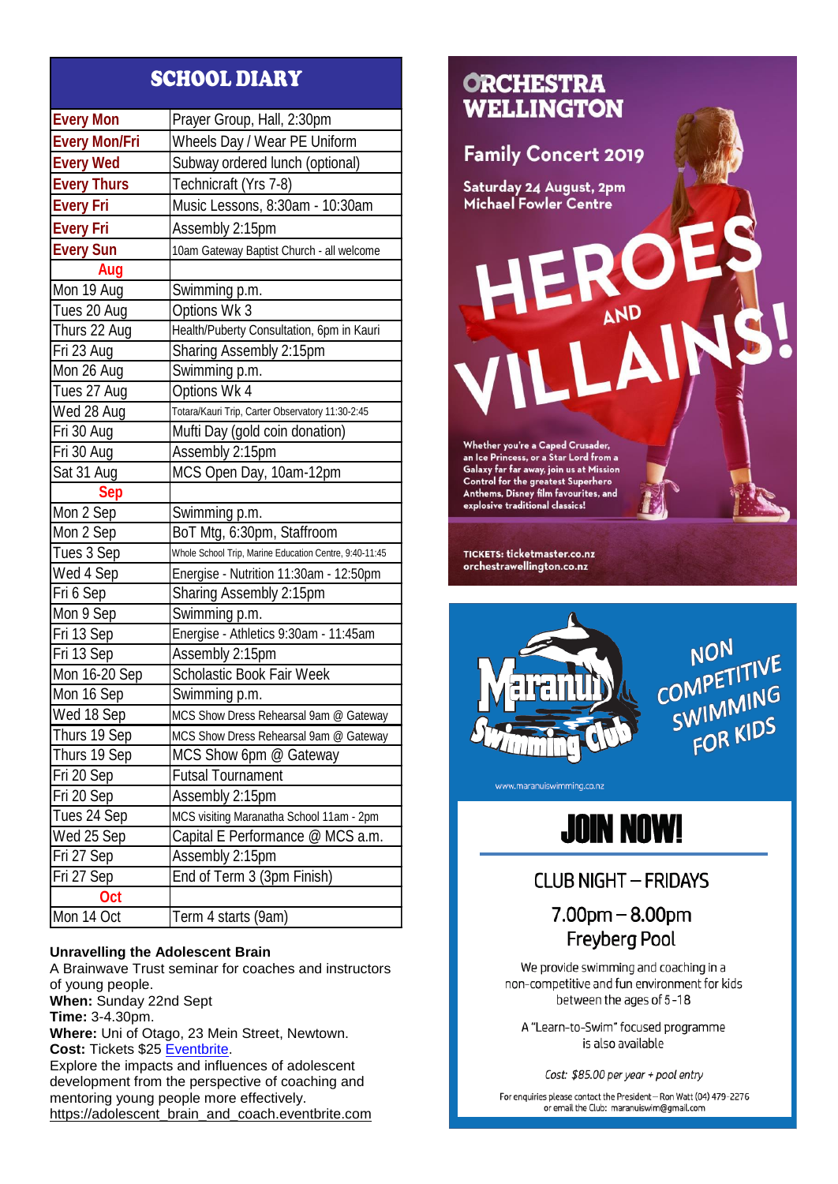## SCHOOL DIARY

| | |
|---|---|
| **Every Mon** | Prayer Group, Hall, 2:30pm |
| **Every Mon/Fri** | Wheels Day / Wear PE Uniform |
| **Every Wed** | Subway ordered lunch (optional) |
| **Every Thurs** | Technicraft (Yrs 7-8) |
| **Every Fri** | Music Lessons, 8:30am - 10:30am |
| **Every Fri** | Assembly 2:15pm |
| **Every Sun** | 10am Gateway Baptist Church - all welcome |
| **Aug** | |
| Mon 19 Aug | Swimming p.m. |
| Tues 20 Aug | Options Wk 3 |
| Thurs 22 Aug | Health/Puberty Consultation, 6pm in Kauri |
| Fri 23 Aug | Sharing Assembly 2:15pm |
| Mon 26 Aug | Swimming p.m. |
| Tues 27 Aug | Options Wk 4 |
| Wed 28 Aug | Totara/Kauri Trip, Carter Observatory 11:30-2:45 |
| Fri 30 Aug | Mufti Day (gold coin donation) |
| Fri 30 Aug | Assembly 2:15pm |
| Sat 31 Aug | MCS Open Day, 10am-12pm |
| **Sep** | |
| Mon 2 Sep | Swimming p.m. |
| Mon 2 Sep | BoT Mtg, 6:30pm, Staffroom |
| Tues 3 Sep | Whole School Trip, Marine Education Centre, 9:40-11:45 |
| Wed 4 Sep | Energise - Nutrition 11:30am - 12:50pm |
| Fri 6 Sep | Sharing Assembly 2:15pm |
| Mon 9 Sep | Swimming p.m. |
| Fri 13 Sep | Energise - Athletics 9:30am - 11:45am |
| Fri 13 Sep | Assembly 2:15pm |
| Mon 16-20 Sep | Scholastic Book Fair Week |
| Mon 16 Sep | Swimming p.m. |
| Wed 18 Sep | MCS Show Dress Rehearsal 9am @ Gateway |
| Thurs 19 Sep | MCS Show Dress Rehearsal 9am @ Gateway |
| Thurs 19 Sep | MCS Show 6pm @ Gateway |
| Fri 20 Sep | Futsal Tournament |
| Fri 20 Sep | Assembly 2:15pm |
| Tues 24 Sep | MCS visiting Maranatha School 11am - 2pm |
| Wed 25 Sep | Capital E Performance @ MCS a.m. |
| Fri 27 Sep | Assembly 2:15pm |
| Fri 27 Sep | End of Term 3 (3pm Finish) |
| **Oct** | |
| Mon 14 Oct | Term 4 starts (9am) |

**Unravelling the Adolescent Brain**
A Brainwave Trust seminar for coaches and instructors of young people.
**When:** Sunday 22nd Sept
**Time:** 3-4.30pm.
**Where:** Uni of Otago, 23 Mein Street, Newtown.
**Cost:** Tickets $25 Eventbrite.
Explore the impacts and influences of adolescent development from the perspective of coaching and mentoring young people more effectively.
https://adolescent_brain_and_coach.eventbrite.com

## ORCHESTRA WELLINGTON

### Family Concert 2019

Saturday 24 August, 2pm
Michael Fowler Centre

# HEROES AND VILLAINS!

Whether you're a Caped Crusader, an Ice Princess, or a Star Lord from a Galaxy far far away, join us at Mission Control for the greatest Superhero Anthems, Disney film favourites, and explosive traditional classics!

TICKETS: ticketmaster.co.nz
orchestrawellington.co.nz

## Maranui Swimming Club

NON COMPETITIVE SWIMMING FOR KIDS

www.maranuiswimming.co.nz

# JOIN NOW!

CLUB NIGHT – FRIDAYS

7.00pm – 8.00pm
Freyberg Pool

We provide swimming and coaching in a non-competitive and fun environment for kids between the ages of 5-18

A "Learn-to-Swim" focused programme is also available

*Cost: $85.00 per year + pool entry*

For enquiries please contact the President – Ron Watt (04) 479-2276 or email the Club: maranuiswim@gmail.com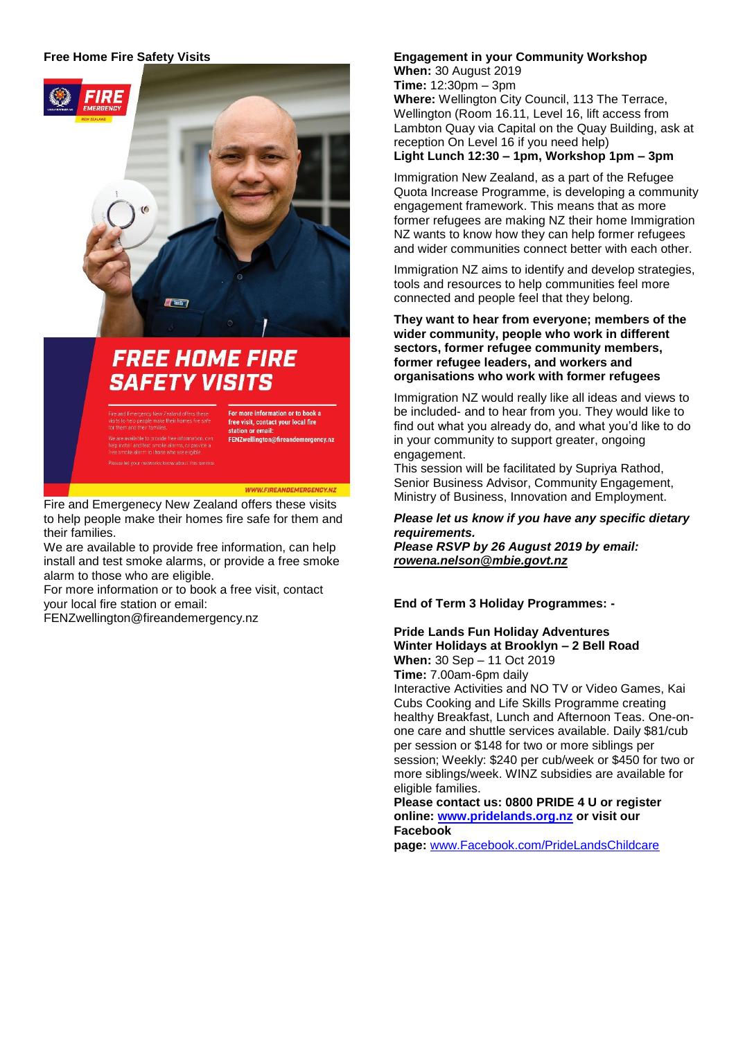**Free Home Fire Safety Visits**

Fire and Emergency New Zealand offers these visits to help people make their homes fire safe for them and their families.
We are available to provide free information, can help install and test smoke alarms, or provide a free smoke alarm to those who are eligible.
For more information or to book a free visit, contact your local fire station or email: FENZwellington@fireandemergency.nz

**Engagement in your Community Workshop**
**When:** 30 August 2019
**Time:** 12:30pm – 3pm
**Where:** Wellington City Council, 113 The Terrace, Wellington (Room 16.11, Level 16, lift access from Lambton Quay via Capital on the Quay Building, ask at reception On Level 16 if you need help)
**Light Lunch 12:30 – 1pm, Workshop 1pm – 3pm**

Immigration New Zealand, as a part of the Refugee Quota Increase Programme, is developing a community engagement framework. This means that as more former refugees are making NZ their home Immigration NZ wants to know how they can help former refugees and wider communities connect better with each other.

Immigration NZ aims to identify and develop strategies, tools and resources to help communities feel more connected and people feel that they belong.

**They want to hear from everyone; members of the wider community, people who work in different sectors, former refugee community members, former refugee leaders, and workers and organisations who work with former refugees**

Immigration NZ would really like all ideas and views to be included- and to hear from you. They would like to find out what you already do, and what you'd like to do in your community to support greater, ongoing engagement.
This session will be facilitated by Supriya Rathod, Senior Business Advisor, Community Engagement, Ministry of Business, Innovation and Employment.

***Please let us know if you have any specific dietary requirements.***
***Please RSVP by 26 August 2019 by email: rowena.nelson@mbie.govt.nz***

**End of Term 3 Holiday Programmes: -**

**Pride Lands Fun Holiday Adventures**
**Winter Holidays at Brooklyn – 2 Bell Road**
**When:** 30 Sep – 11 Oct 2019
**Time:** 7.00am-6pm daily
Interactive Activities and NO TV or Video Games, Kai Cubs Cooking and Life Skills Programme creating healthy Breakfast, Lunch and Afternoon Teas. One-on-one care and shuttle services available. Daily $81/cub per session or $148 for two or more siblings per session; Weekly: $240 per cub/week or $450 for two or more siblings/week. WINZ subsidies are available for eligible families.
**Please contact us: 0800 PRIDE 4 U or register online: www.pridelands.org.nz or visit our Facebook page:** www.Facebook.com/PrideLandsChildcare